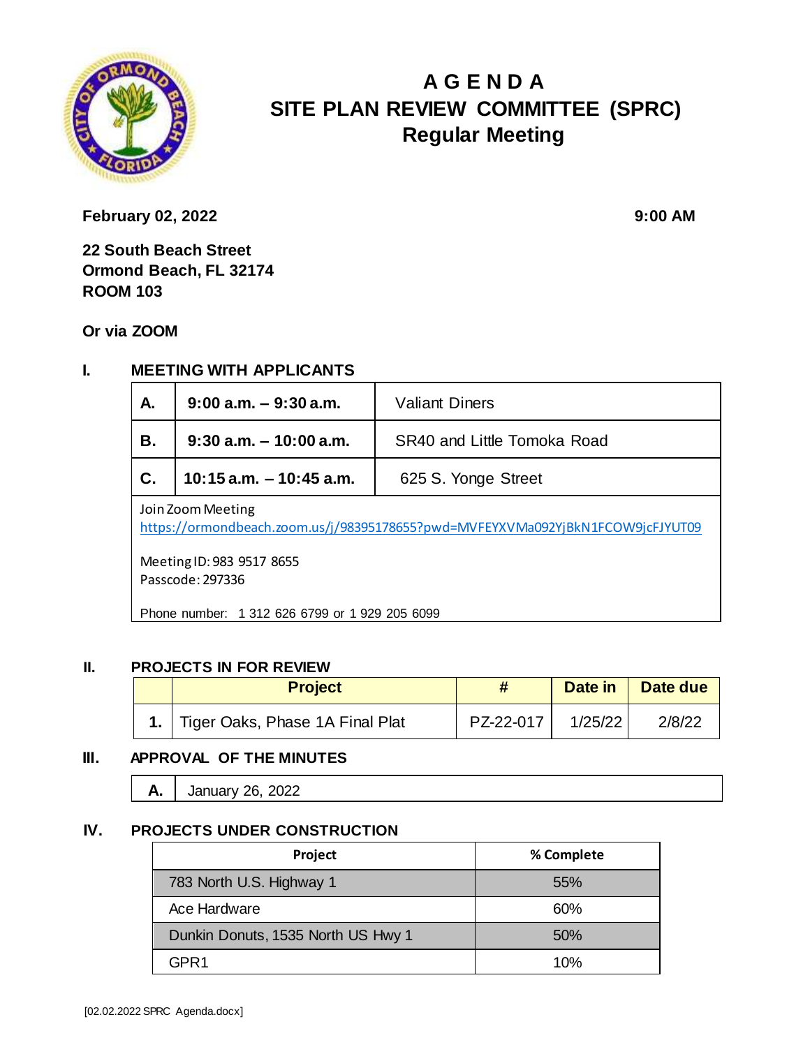# AGENDA
# SITE PLAN REVIEW COMMITTEE (SPRC)
## Regular Meeting

**February 02, 2022** **9:00 AM**

**22 South Beach Street**
**Ormond Beach, FL 32174**
**ROOM 103**

**Or via ZOOM**

## I. MEETING WITH APPLICANTS

| | | |
|---|---|---|
| **A.** | **9:00 a.m. – 9:30 a.m.** | Valiant Diners |
| **B.** | **9:30 a.m. – 10:00 a.m.** | SR40 and Little Tomoka Road |
| **C.** | **10:15 a.m. – 10:45 a.m.** | 625 S. Yonge Street |

Join Zoom Meeting
https://ormondbeach.zoom.us/j/98395178655?pwd=MVFEYXVMa092YjBkN1FCOW9jcFJYUT09

Meeting ID: 983 9517 8655
Passcode: 297336

Phone number: 1 312 626 6799 or 1 929 205 6099

## II. PROJECTS IN FOR REVIEW

| | Project | # | Date in | Date due |
|---|---|---|---|---|
| **1.** | Tiger Oaks, Phase 1A Final Plat | PZ-22-017 | 1/25/22 | 2/8/22 |

## III. APPROVAL OF THE MINUTES

| | |
|---|---|
| **A.** | January 26, 2022 |

## IV. PROJECTS UNDER CONSTRUCTION

| Project | % Complete |
|---|---|
| 783 North U.S. Highway 1 | 55% |
| Ace Hardware | 60% |
| Dunkin Donuts, 1535 North US Hwy 1 | 50% |
| GPR1 | 10% |

[02.02.2022 SPRC Agenda.docx]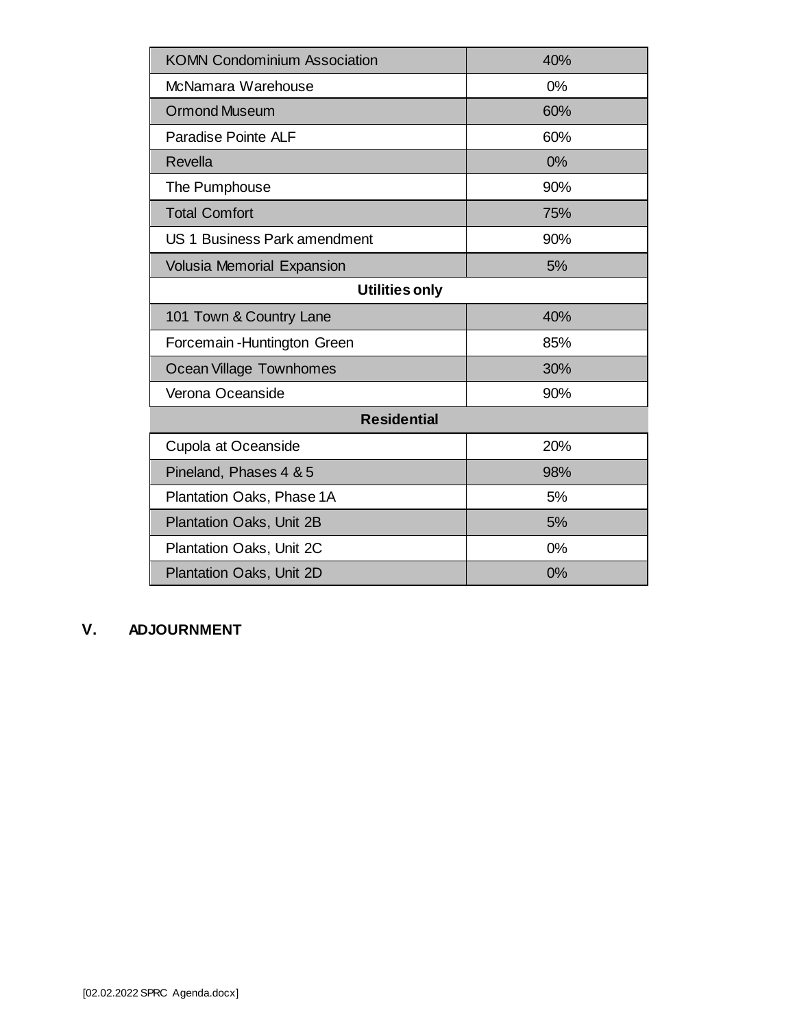| | |
|---|---|
| KOMN Condominium Association | 40% |
| McNamara Warehouse | 0% |
| Ormond Museum | 60% |
| Paradise Pointe ALF | 60% |
| Revella | 0% |
| The Pumphouse | 90% |
| Total Comfort | 75% |
| US 1 Business Park amendment | 90% |
| Volusia Memorial Expansion | 5% |
| **Utilities only** | |
| 101 Town & Country Lane | 40% |
| Forcemain -Huntington Green | 85% |
| Ocean Village Townhomes | 30% |
| Verona Oceanside | 90% |
| **Residential** | |
| Cupola at Oceanside | 20% |
| Pineland, Phases 4 & 5 | 98% |
| Plantation Oaks, Phase 1A | 5% |
| Plantation Oaks, Unit 2B | 5% |
| Plantation Oaks, Unit 2C | 0% |
| Plantation Oaks, Unit 2D | 0% |

## V. ADJOURNMENT

[02.02.2022 SPRC Agenda.docx]